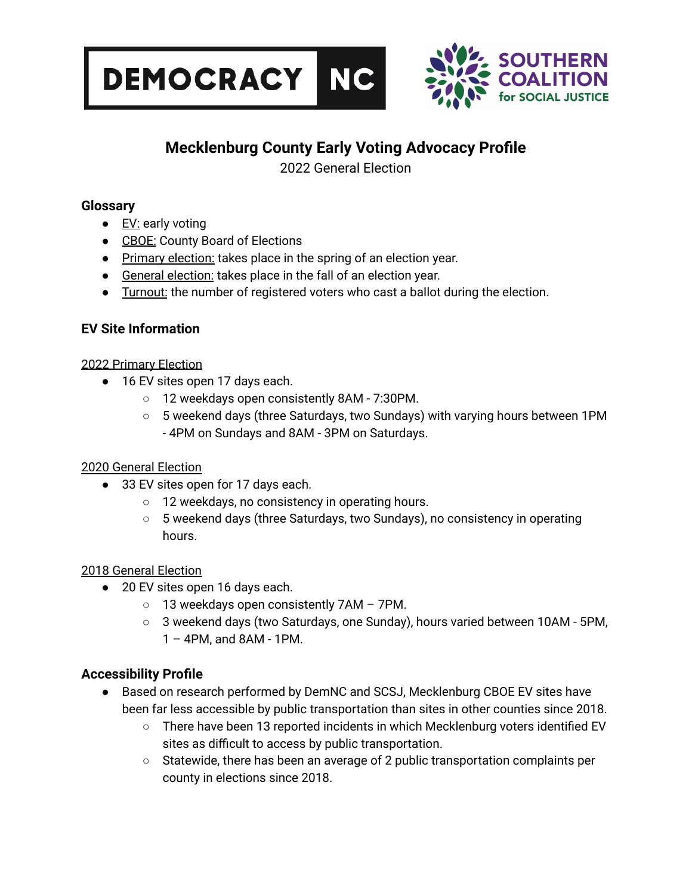DEMOCRACY NC

SOUTHERN COALITION for SOCIAL JUSTICE

# Mecklenburg County Early Voting Advocacy Profile

2022 General Election

## Glossary

- EV: early voting
- CBOE: County Board of Elections
- Primary election: takes place in the spring of an election year.
- General election: takes place in the fall of an election year.
- Turnout: the number of registered voters who cast a ballot during the election.

## EV Site Information

2022 Primary Election

- 16 EV sites open 17 days each.
  - 12 weekdays open consistently 8AM - 7:30PM.
  - 5 weekend days (three Saturdays, two Sundays) with varying hours between 1PM - 4PM on Sundays and 8AM - 3PM on Saturdays.

2020 General Election

- 33 EV sites open for 17 days each.
  - 12 weekdays, no consistency in operating hours.
  - 5 weekend days (three Saturdays, two Sundays), no consistency in operating hours.

2018 General Election

- 20 EV sites open 16 days each.
  - 13 weekdays open consistently 7AM – 7PM.
  - 3 weekend days (two Saturdays, one Sunday), hours varied between 10AM - 5PM, 1 – 4PM, and 8AM - 1PM.

## Accessibility Profile

- Based on research performed by DemNC and SCSJ, Mecklenburg CBOE EV sites have been far less accessible by public transportation than sites in other counties since 2018.
  - There have been 13 reported incidents in which Mecklenburg voters identified EV sites as difficult to access by public transportation.
  - Statewide, there has been an average of 2 public transportation complaints per county in elections since 2018.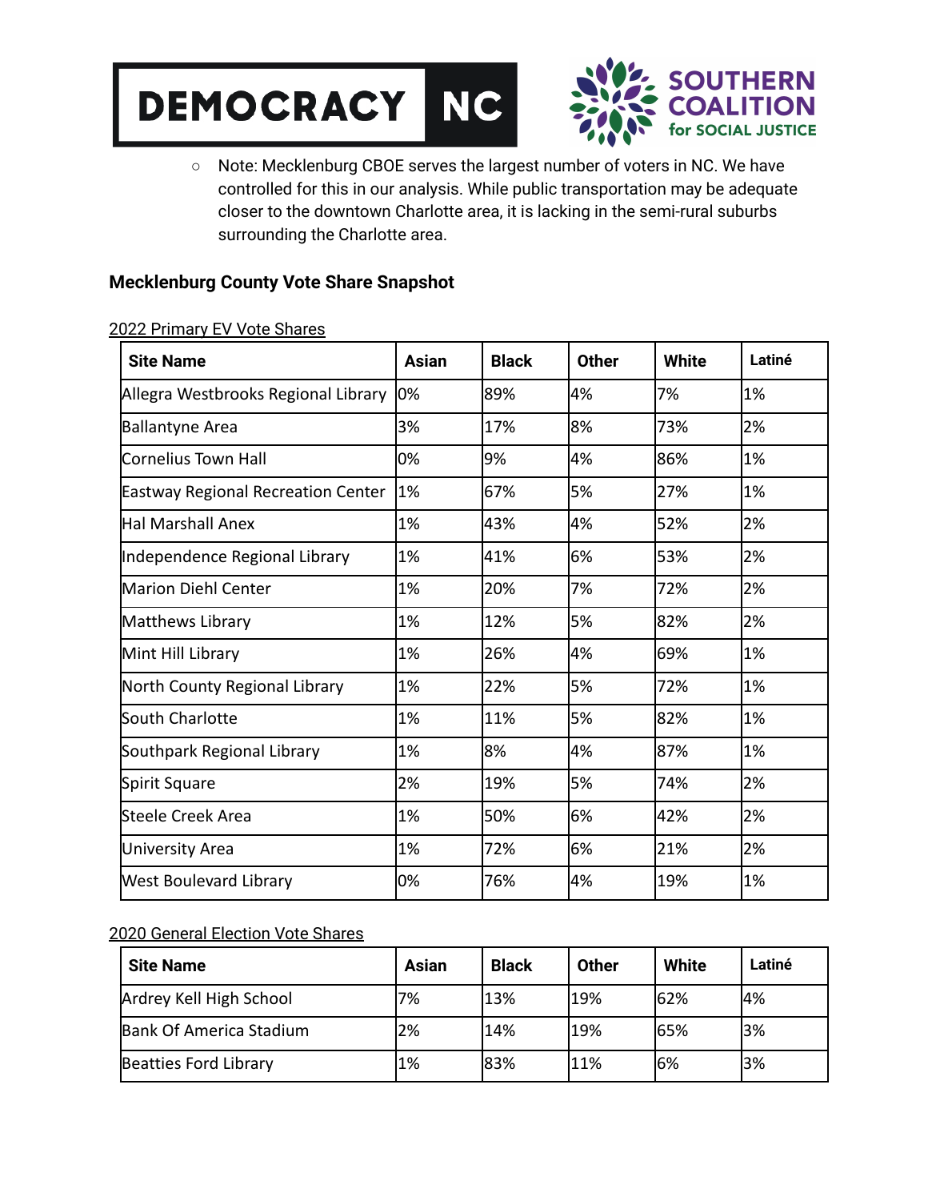- Note: Mecklenburg CBOE serves the largest number of voters in NC. We have controlled for this in our analysis. While public transportation may be adequate closer to the downtown Charlotte area, it is lacking in the semi-rural suburbs surrounding the Charlotte area.

### Mecklenburg County Vote Share Snapshot

2022 Primary EV Vote Shares

| Site Name | Asian | Black | Other | White | Latiné |
| --- | --- | --- | --- | --- | --- |
| Allegra Westbrooks Regional Library | 0% | 89% | 4% | 7% | 1% |
| Ballantyne Area | 3% | 17% | 8% | 73% | 2% |
| Cornelius Town Hall | 0% | 9% | 4% | 86% | 1% |
| Eastway Regional Recreation Center | 1% | 67% | 5% | 27% | 1% |
| Hal Marshall Anex | 1% | 43% | 4% | 52% | 2% |
| Independence Regional Library | 1% | 41% | 6% | 53% | 2% |
| Marion Diehl Center | 1% | 20% | 7% | 72% | 2% |
| Matthews Library | 1% | 12% | 5% | 82% | 2% |
| Mint Hill Library | 1% | 26% | 4% | 69% | 1% |
| North County Regional Library | 1% | 22% | 5% | 72% | 1% |
| South Charlotte | 1% | 11% | 5% | 82% | 1% |
| Southpark Regional Library | 1% | 8% | 4% | 87% | 1% |
| Spirit Square | 2% | 19% | 5% | 74% | 2% |
| Steele Creek Area | 1% | 50% | 6% | 42% | 2% |
| University Area | 1% | 72% | 6% | 21% | 2% |
| West Boulevard Library | 0% | 76% | 4% | 19% | 1% |

2020 General Election Vote Shares

| Site Name | Asian | Black | Other | White | Latiné |
| --- | --- | --- | --- | --- | --- |
| Ardrey Kell High School | 7% | 13% | 19% | 62% | 4% |
| Bank Of America Stadium | 2% | 14% | 19% | 65% | 3% |
| Beatties Ford Library | 1% | 83% | 11% | 6% | 3% |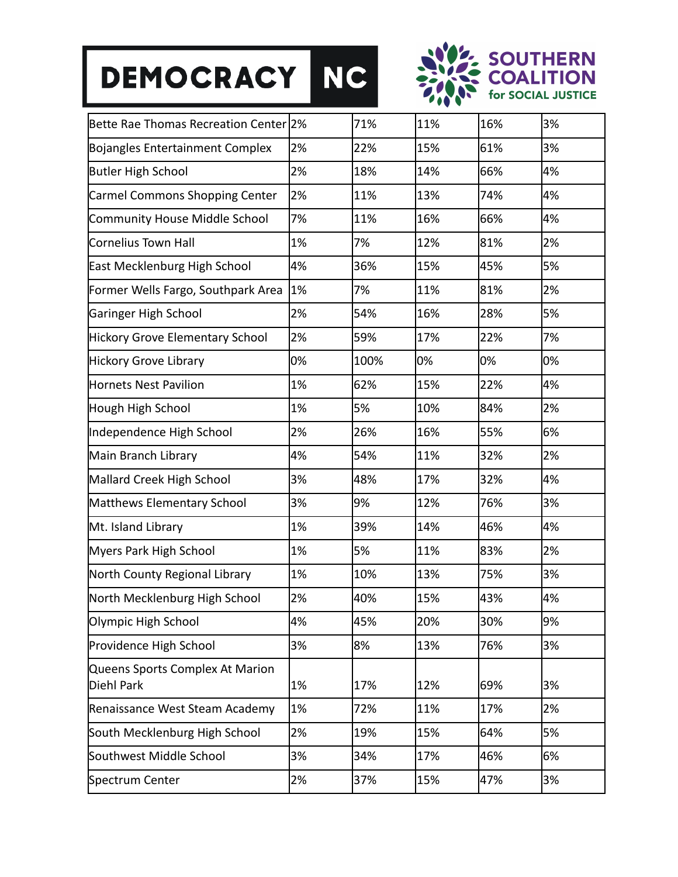**DEMOCRACY NC**

**SOUTHERN COALITION for SOCIAL JUSTICE**

| | | | | | |
|---|---|---|---|---|---|
| Bette Rae Thomas Recreation Center | 2% | 71% | 11% | 16% | 3% |
| Bojangles Entertainment Complex | 2% | 22% | 15% | 61% | 3% |
| Butler High School | 2% | 18% | 14% | 66% | 4% |
| Carmel Commons Shopping Center | 2% | 11% | 13% | 74% | 4% |
| Community House Middle School | 7% | 11% | 16% | 66% | 4% |
| Cornelius Town Hall | 1% | 7% | 12% | 81% | 2% |
| East Mecklenburg High School | 4% | 36% | 15% | 45% | 5% |
| Former Wells Fargo, Southpark Area | 1% | 7% | 11% | 81% | 2% |
| Garinger High School | 2% | 54% | 16% | 28% | 5% |
| Hickory Grove Elementary School | 2% | 59% | 17% | 22% | 7% |
| Hickory Grove Library | 0% | 100% | 0% | 0% | 0% |
| Hornets Nest Pavilion | 1% | 62% | 15% | 22% | 4% |
| Hough High School | 1% | 5% | 10% | 84% | 2% |
| Independence High School | 2% | 26% | 16% | 55% | 6% |
| Main Branch Library | 4% | 54% | 11% | 32% | 2% |
| Mallard Creek High School | 3% | 48% | 17% | 32% | 4% |
| Matthews Elementary School | 3% | 9% | 12% | 76% | 3% |
| Mt. Island Library | 1% | 39% | 14% | 46% | 4% |
| Myers Park High School | 1% | 5% | 11% | 83% | 2% |
| North County Regional Library | 1% | 10% | 13% | 75% | 3% |
| North Mecklenburg High School | 2% | 40% | 15% | 43% | 4% |
| Olympic High School | 4% | 45% | 20% | 30% | 9% |
| Providence High School | 3% | 8% | 13% | 76% | 3% |
| Queens Sports Complex At Marion Diehl Park | 1% | 17% | 12% | 69% | 3% |
| Renaissance West Steam Academy | 1% | 72% | 11% | 17% | 2% |
| South Mecklenburg High School | 2% | 19% | 15% | 64% | 5% |
| Southwest Middle School | 3% | 34% | 17% | 46% | 6% |
| Spectrum Center | 2% | 37% | 15% | 47% | 3% |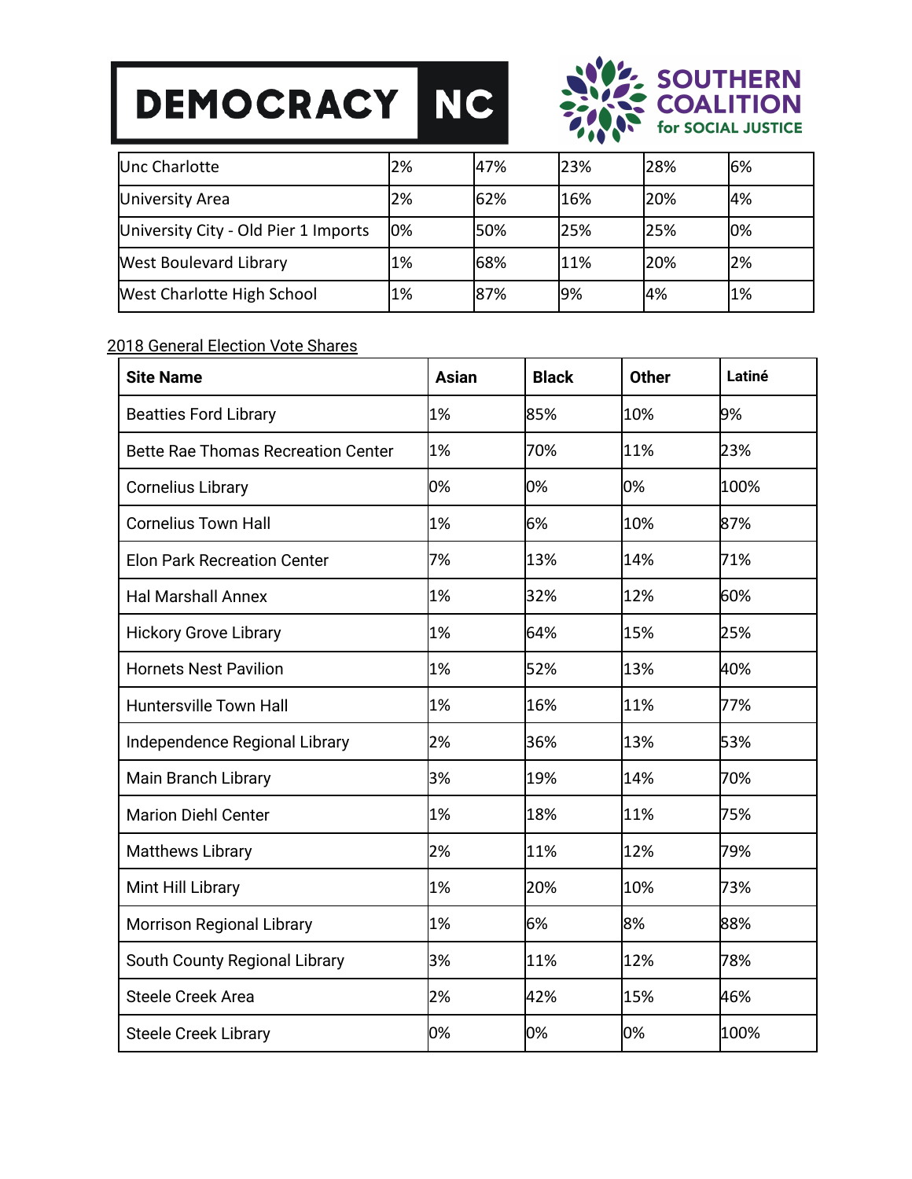| Unc Charlotte | 2% | 47% | 23% | 28% | 6% |
|---|---|---|---|---|---|
| University Area | 2% | 62% | 16% | 20% | 4% |
| University City - Old Pier 1 Imports | 0% | 50% | 25% | 25% | 0% |
| West Boulevard Library | 1% | 68% | 11% | 20% | 2% |
| West Charlotte High School | 1% | 87% | 9% | 4% | 1% |

2018 General Election Vote Shares

| Site Name | Asian | Black | Other | Latiné |
|---|---|---|---|---|
| Beatties Ford Library | 1% | 85% | 10% | 9% |
| Bette Rae Thomas Recreation Center | 1% | 70% | 11% | 23% |
| Cornelius Library | 0% | 0% | 0% | 100% |
| Cornelius Town Hall | 1% | 6% | 10% | 87% |
| Elon Park Recreation Center | 7% | 13% | 14% | 71% |
| Hal Marshall Annex | 1% | 32% | 12% | 60% |
| Hickory Grove Library | 1% | 64% | 15% | 25% |
| Hornets Nest Pavilion | 1% | 52% | 13% | 40% |
| Huntersville Town Hall | 1% | 16% | 11% | 77% |
| Independence Regional Library | 2% | 36% | 13% | 53% |
| Main Branch Library | 3% | 19% | 14% | 70% |
| Marion Diehl Center | 1% | 18% | 11% | 75% |
| Matthews Library | 2% | 11% | 12% | 79% |
| Mint Hill Library | 1% | 20% | 10% | 73% |
| Morrison Regional Library | 1% | 6% | 8% | 88% |
| South County Regional Library | 3% | 11% | 12% | 78% |
| Steele Creek Area | 2% | 42% | 15% | 46% |
| Steele Creek Library | 0% | 0% | 0% | 100% |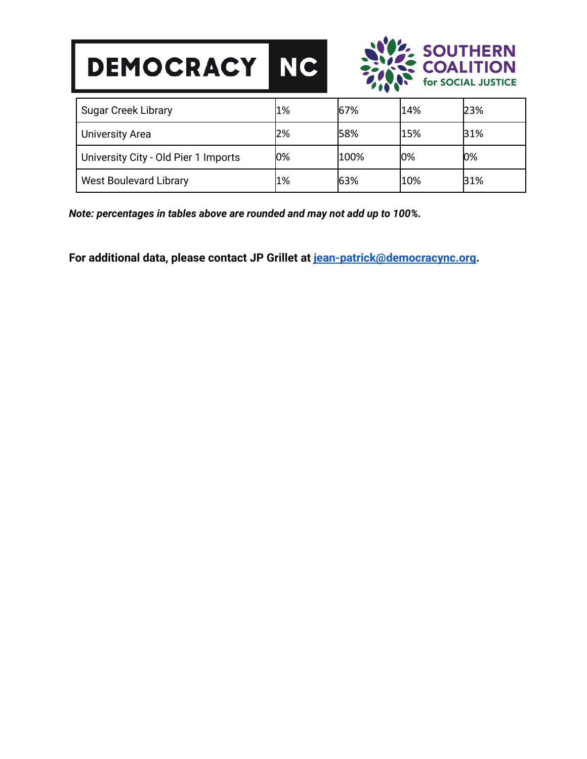| | | | | |
|---|---|---|---|---|
| Sugar Creek Library | 1% | 67% | 14% | 23% |
| University Area | 2% | 58% | 15% | 31% |
| University City - Old Pier 1 Imports | 0% | 100% | 0% | 0% |
| West Boulevard Library | 1% | 63% | 10% | 31% |

***Note: percentages in tables above are rounded and may not add up to 100%.***

**For additional data, please contact JP Grillet at [jean-patrick@democracync.org](mailto:jean-patrick@democracync.org).**